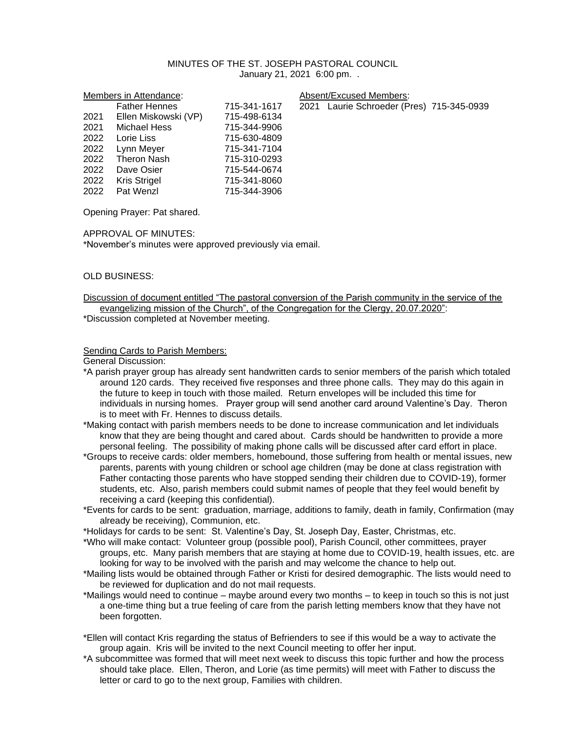# MINUTES OF THE ST. JOSEPH PASTORAL COUNCIL

January 21, 2021 6:00 pm. .

Members in Attendance:

| | | |
|---|---|---|
| | Father Hennes | 715-341-1617 |
| 2021 | Ellen Miskowski (VP) | 715-498-6134 |
| 2021 | Michael Hess | 715-344-9906 |
| 2022 | Lorie Liss | 715-630-4809 |
| 2022 | Lynn Meyer | 715-341-7104 |
| 2022 | Theron Nash | 715-310-0293 |
| 2022 | Dave Osier | 715-544-0674 |
| 2022 | Kris Strigel | 715-341-8060 |
| 2022 | Pat Wenzl | 715-344-3906 |

Absent/Excused Members:

| | | |
|---|---|---|
| 2021 | Laurie Schroeder (Pres) | 715-345-0939 |

Opening Prayer: Pat shared.

APPROVAL OF MINUTES:

*November's minutes were approved previously via email.

OLD BUSINESS:

Discussion of document entitled "The pastoral conversion of the Parish community in the service of the evangelizing mission of the Church", of the Congregation for the Clergy, 20.07.2020":

*Discussion completed at November meeting.

Sending Cards to Parish Members:

General Discussion:

*A parish prayer group has already sent handwritten cards to senior members of the parish which totaled around 120 cards. They received five responses and three phone calls. They may do this again in the future to keep in touch with those mailed. Return envelopes will be included this time for individuals in nursing homes. Prayer group will send another card around Valentine's Day. Theron is to meet with Fr. Hennes to discuss details.

*Making contact with parish members needs to be done to increase communication and let individuals know that they are being thought and cared about. Cards should be handwritten to provide a more personal feeling. The possibility of making phone calls will be discussed after card effort in place.

*Groups to receive cards: older members, homebound, those suffering from health or mental issues, new parents, parents with young children or school age children (may be done at class registration with Father contacting those parents who have stopped sending their children due to COVID-19), former students, etc. Also, parish members could submit names of people that they feel would benefit by receiving a card (keeping this confidential).

*Events for cards to be sent: graduation, marriage, additions to family, death in family, Confirmation (may already be receiving), Communion, etc.

*Holidays for cards to be sent: St. Valentine's Day, St. Joseph Day, Easter, Christmas, etc.

*Who will make contact: Volunteer group (possible pool), Parish Council, other committees, prayer groups, etc. Many parish members that are staying at home due to COVID-19, health issues, etc. are looking for way to be involved with the parish and may welcome the chance to help out.

*Mailing lists would be obtained through Father or Kristi for desired demographic. The lists would need to be reviewed for duplication and do not mail requests.

*Mailings would need to continue – maybe around every two months – to keep in touch so this is not just a one-time thing but a true feeling of care from the parish letting members know that they have not been forgotten.

*Ellen will contact Kris regarding the status of Befrienders to see if this would be a way to activate the group again. Kris will be invited to the next Council meeting to offer her input.

*A subcommittee was formed that will meet next week to discuss this topic further and how the process should take place. Ellen, Theron, and Lorie (as time permits) will meet with Father to discuss the letter or card to go to the next group, Families with children.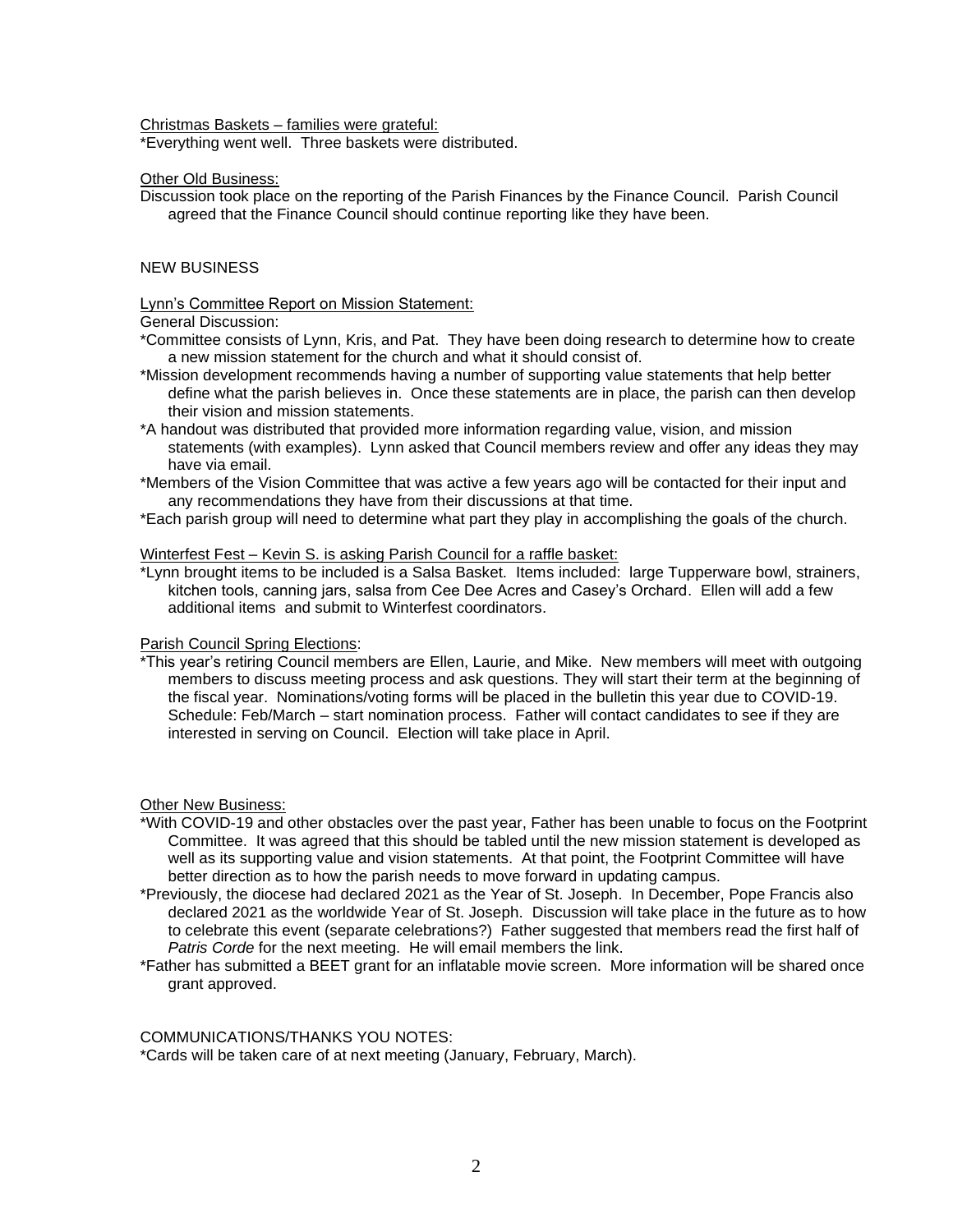Christmas Baskets – families were grateful:

*Everything went well. Three baskets were distributed.

Other Old Business:

Discussion took place on the reporting of the Parish Finances by the Finance Council. Parish Council agreed that the Finance Council should continue reporting like they have been.

NEW BUSINESS

Lynn's Committee Report on Mission Statement:

General Discussion:

*Committee consists of Lynn, Kris, and Pat. They have been doing research to determine how to create a new mission statement for the church and what it should consist of.

*Mission development recommends having a number of supporting value statements that help better define what the parish believes in. Once these statements are in place, the parish can then develop their vision and mission statements.

*A handout was distributed that provided more information regarding value, vision, and mission statements (with examples). Lynn asked that Council members review and offer any ideas they may have via email.

*Members of the Vision Committee that was active a few years ago will be contacted for their input and any recommendations they have from their discussions at that time.

*Each parish group will need to determine what part they play in accomplishing the goals of the church.

Winterfest Fest – Kevin S. is asking Parish Council for a raffle basket:

*Lynn brought items to be included is a Salsa Basket. Items included: large Tupperware bowl, strainers, kitchen tools, canning jars, salsa from Cee Dee Acres and Casey's Orchard. Ellen will add a few additional items and submit to Winterfest coordinators.

Parish Council Spring Elections:

*This year's retiring Council members are Ellen, Laurie, and Mike. New members will meet with outgoing members to discuss meeting process and ask questions. They will start their term at the beginning of the fiscal year. Nominations/voting forms will be placed in the bulletin this year due to COVID-19. Schedule: Feb/March – start nomination process. Father will contact candidates to see if they are interested in serving on Council. Election will take place in April.

Other New Business:

*With COVID-19 and other obstacles over the past year, Father has been unable to focus on the Footprint Committee. It was agreed that this should be tabled until the new mission statement is developed as well as its supporting value and vision statements. At that point, the Footprint Committee will have better direction as to how the parish needs to move forward in updating campus.

*Previously, the diocese had declared 2021 as the Year of St. Joseph. In December, Pope Francis also declared 2021 as the worldwide Year of St. Joseph. Discussion will take place in the future as to how to celebrate this event (separate celebrations?) Father suggested that members read the first half of *Patris Corde* for the next meeting. He will email members the link.

*Father has submitted a BEET grant for an inflatable movie screen. More information will be shared once grant approved.

COMMUNICATIONS/THANKS YOU NOTES:

*Cards will be taken care of at next meeting (January, February, March).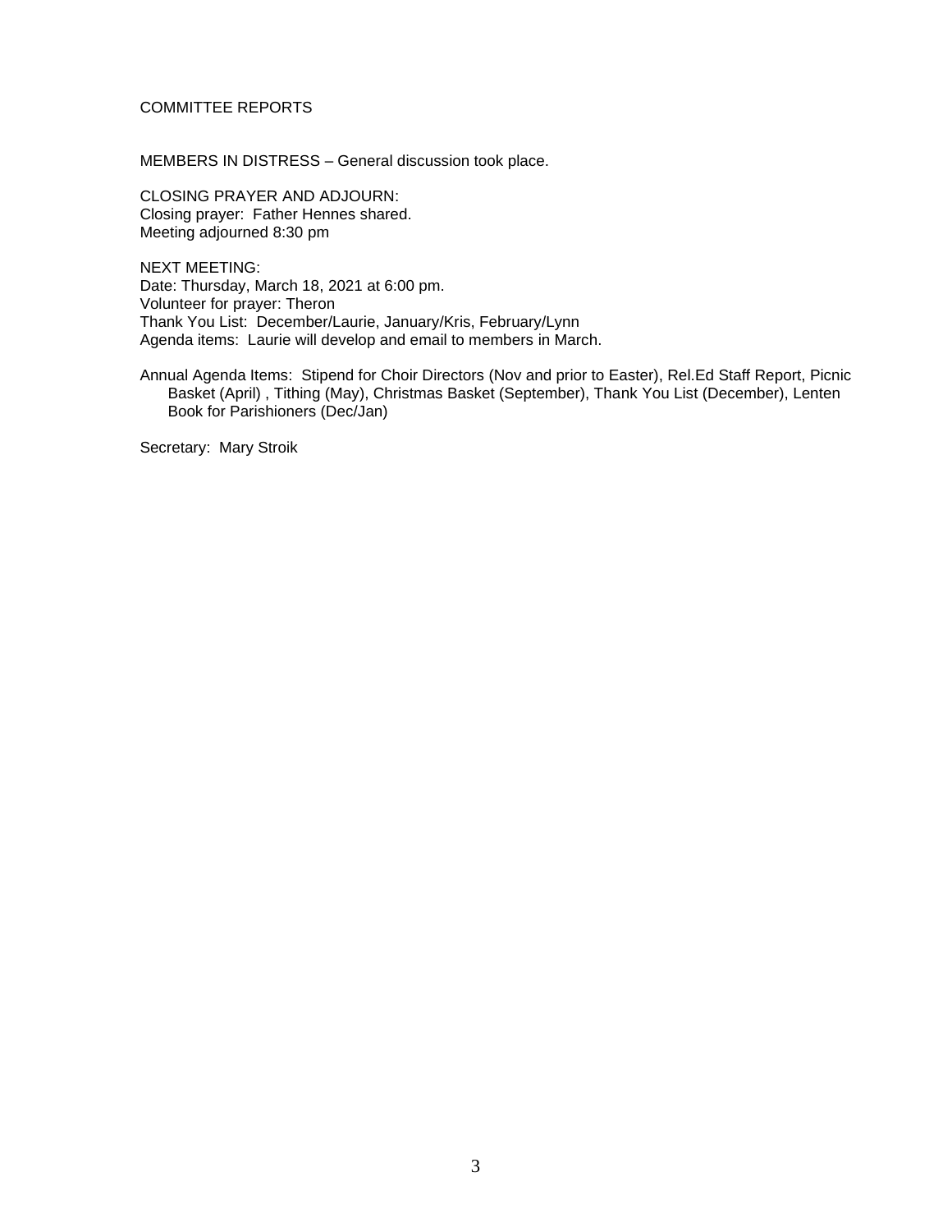COMMITTEE REPORTS

MEMBERS IN DISTRESS – General discussion took place.

CLOSING PRAYER AND ADJOURN:
Closing prayer: Father Hennes shared.
Meeting adjourned 8:30 pm

NEXT MEETING:
Date: Thursday, March 18, 2021 at 6:00 pm.
Volunteer for prayer: Theron
Thank You List: December/Laurie, January/Kris, February/Lynn
Agenda items: Laurie will develop and email to members in March.

Annual Agenda Items: Stipend for Choir Directors (Nov and prior to Easter), Rel.Ed Staff Report, Picnic Basket (April) , Tithing (May), Christmas Basket (September), Thank You List (December), Lenten Book for Parishioners (Dec/Jan)

Secretary: Mary Stroik